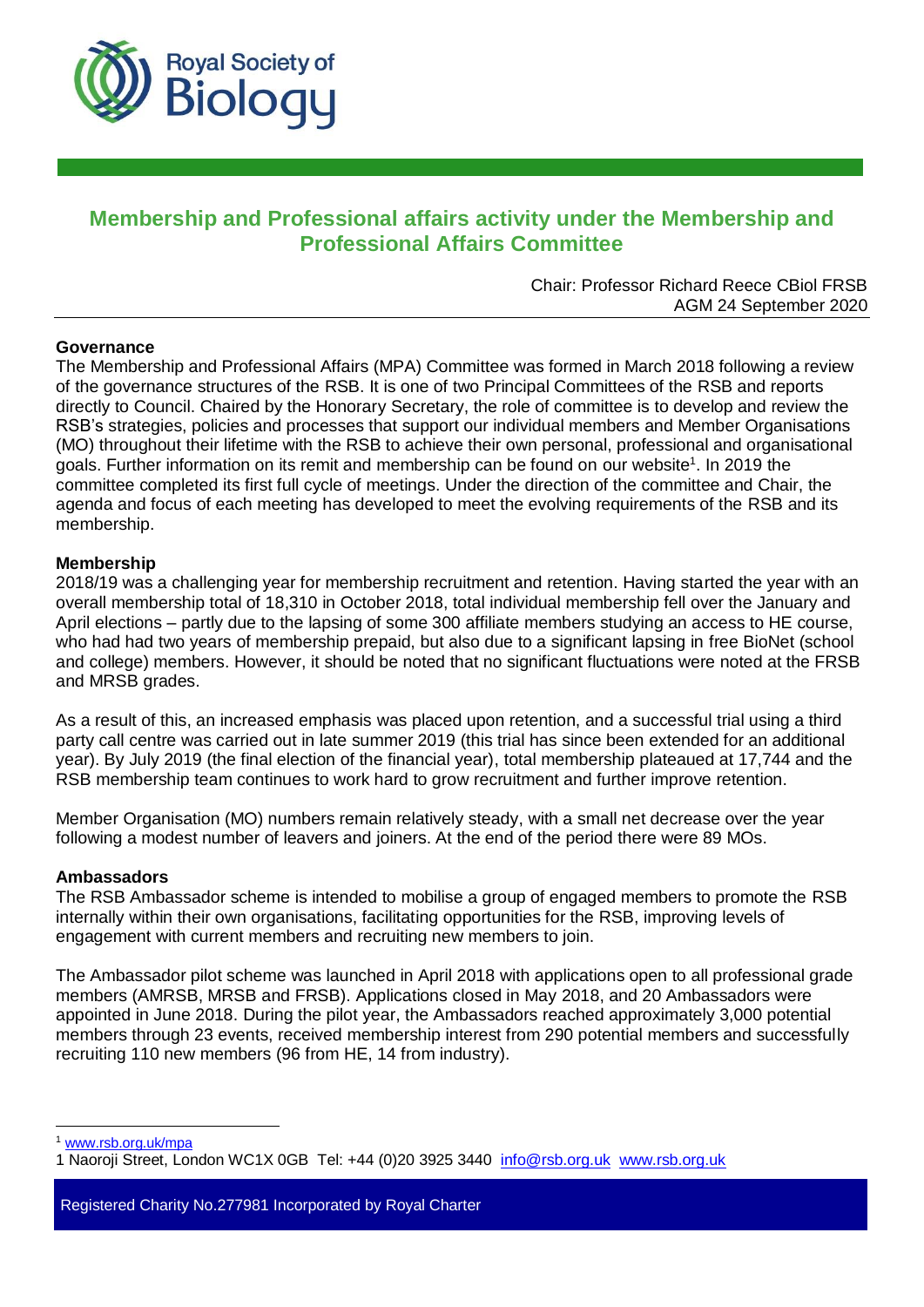# Membership and Professional affairs activity under the Membership and Professional Affairs Committee

Chair: Professor Richard Reece CBiol FRSB
AGM 24 September 2020

**Governance**

The Membership and Professional Affairs (MPA) Committee was formed in March 2018 following a review of the governance structures of the RSB. It is one of two Principal Committees of the RSB and reports directly to Council. Chaired by the Honorary Secretary, the role of committee is to develop and review the RSB's strategies, policies and processes that support our individual members and Member Organisations (MO) throughout their lifetime with the RSB to achieve their own personal, professional and organisational goals. Further information on its remit and membership can be found on our website[1]. In 2019 the committee completed its first full cycle of meetings. Under the direction of the committee and Chair, the agenda and focus of each meeting has developed to meet the evolving requirements of the RSB and its membership.

**Membership**

2018/19 was a challenging year for membership recruitment and retention. Having started the year with an overall membership total of 18,310 in October 2018, total individual membership fell over the January and April elections – partly due to the lapsing of some 300 affiliate members studying an access to HE course, who had had two years of membership prepaid, but also due to a significant lapsing in free BioNet (school and college) members. However, it should be noted that no significant fluctuations were noted at the FRSB and MRSB grades.

As a result of this, an increased emphasis was placed upon retention, and a successful trial using a third party call centre was carried out in late summer 2019 (this trial has since been extended for an additional year). By July 2019 (the final election of the financial year), total membership plateaued at 17,744 and the RSB membership team continues to work hard to grow recruitment and further improve retention.

Member Organisation (MO) numbers remain relatively steady, with a small net decrease over the year following a modest number of leavers and joiners. At the end of the period there were 89 MOs.

**Ambassadors**

The RSB Ambassador scheme is intended to mobilise a group of engaged members to promote the RSB internally within their own organisations, facilitating opportunities for the RSB, improving levels of engagement with current members and recruiting new members to join.

The Ambassador pilot scheme was launched in April 2018 with applications open to all professional grade members (AMRSB, MRSB and FRSB). Applications closed in May 2018, and 20 Ambassadors were appointed in June 2018. During the pilot year, the Ambassadors reached approximately 3,000 potential members through 23 events, received membership interest from 290 potential members and successfully recruiting 110 new members (96 from HE, 14 from industry).

[1] www.rsb.org.uk/mpa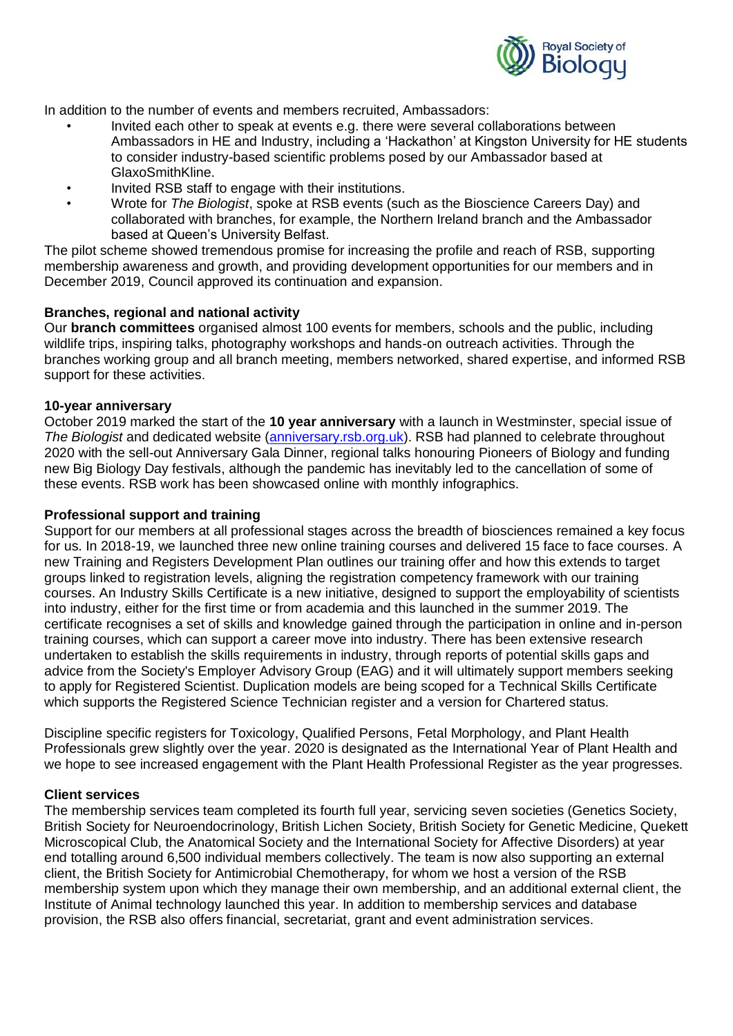In addition to the number of events and members recruited, Ambassadors:

- Invited each other to speak at events e.g. there were several collaborations between Ambassadors in HE and Industry, including a 'Hackathon' at Kingston University for HE students to consider industry-based scientific problems posed by our Ambassador based at GlaxoSmithKline.
- Invited RSB staff to engage with their institutions.
- Wrote for *The Biologist*, spoke at RSB events (such as the Bioscience Careers Day) and collaborated with branches, for example, the Northern Ireland branch and the Ambassador based at Queen's University Belfast.

The pilot scheme showed tremendous promise for increasing the profile and reach of RSB, supporting membership awareness and growth, and providing development opportunities for our members and in December 2019, Council approved its continuation and expansion.

**Branches, regional and national activity**

Our **branch committees** organised almost 100 events for members, schools and the public, including wildlife trips, inspiring talks, photography workshops and hands-on outreach activities. Through the branches working group and all branch meeting, members networked, shared expertise, and informed RSB support for these activities.

**10-year anniversary**

October 2019 marked the start of the **10 year anniversary** with a launch in Westminster, special issue of *The Biologist* and dedicated website (anniversary.rsb.org.uk). RSB had planned to celebrate throughout 2020 with the sell-out Anniversary Gala Dinner, regional talks honouring Pioneers of Biology and funding new Big Biology Day festivals, although the pandemic has inevitably led to the cancellation of some of these events. RSB work has been showcased online with monthly infographics.

**Professional support and training**

Support for our members at all professional stages across the breadth of biosciences remained a key focus for us. In 2018-19, we launched three new online training courses and delivered 15 face to face courses. A new Training and Registers Development Plan outlines our training offer and how this extends to target groups linked to registration levels, aligning the registration competency framework with our training courses. An Industry Skills Certificate is a new initiative, designed to support the employability of scientists into industry, either for the first time or from academia and this launched in the summer 2019. The certificate recognises a set of skills and knowledge gained through the participation in online and in-person training courses, which can support a career move into industry. There has been extensive research undertaken to establish the skills requirements in industry, through reports of potential skills gaps and advice from the Society's Employer Advisory Group (EAG) and it will ultimately support members seeking to apply for Registered Scientist. Duplication models are being scoped for a Technical Skills Certificate which supports the Registered Science Technician register and a version for Chartered status.

Discipline specific registers for Toxicology, Qualified Persons, Fetal Morphology, and Plant Health Professionals grew slightly over the year. 2020 is designated as the International Year of Plant Health and we hope to see increased engagement with the Plant Health Professional Register as the year progresses.

**Client services**

The membership services team completed its fourth full year, servicing seven societies (Genetics Society, British Society for Neuroendocrinology, British Lichen Society, British Society for Genetic Medicine, Quekett Microscopical Club, the Anatomical Society and the International Society for Affective Disorders) at year end totalling around 6,500 individual members collectively. The team is now also supporting an external client, the British Society for Antimicrobial Chemotherapy, for whom we host a version of the RSB membership system upon which they manage their own membership, and an additional external client, the Institute of Animal technology launched this year. In addition to membership services and database provision, the RSB also offers financial, secretariat, grant and event administration services.